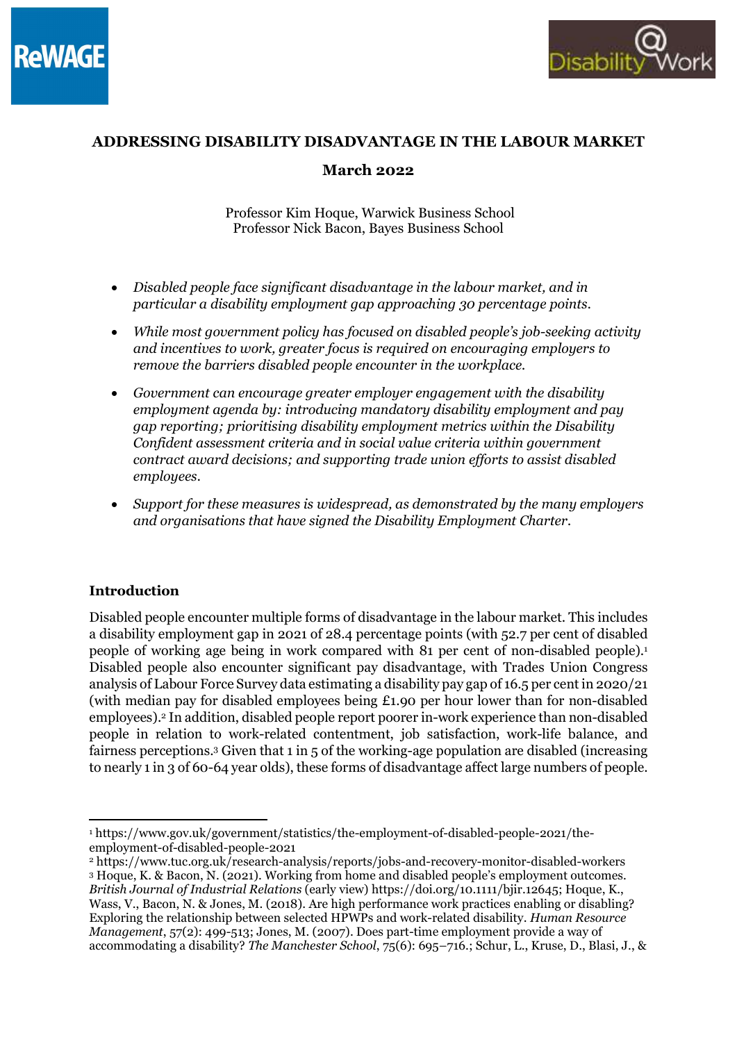# ADDRESSING DISABILITY DISADVANTAGE IN THE LABOUR MARKET

**March 2022**

Professor Kim Hoque, Warwick Business School
Professor Nick Bacon, Bayes Business School

- *Disabled people face significant disadvantage in the labour market, and in particular a disability employment gap approaching 30 percentage points.*
- *While most government policy has focused on disabled people's job-seeking activity and incentives to work, greater focus is required on encouraging employers to remove the barriers disabled people encounter in the workplace.*
- *Government can encourage greater employer engagement with the disability employment agenda by: introducing mandatory disability employment and pay gap reporting; prioritising disability employment metrics within the Disability Confident assessment criteria and in social value criteria within government contract award decisions; and supporting trade union efforts to assist disabled employees.*
- *Support for these measures is widespread, as demonstrated by the many employers and organisations that have signed the Disability Employment Charter.*

## Introduction

Disabled people encounter multiple forms of disadvantage in the labour market. This includes a disability employment gap in 2021 of 28.4 percentage points (with 52.7 per cent of disabled people of working age being in work compared with 81 per cent of non-disabled people).[1] Disabled people also encounter significant pay disadvantage, with Trades Union Congress analysis of Labour Force Survey data estimating a disability pay gap of 16.5 per cent in 2020/21 (with median pay for disabled employees being £1.90 per hour lower than for non-disabled employees).[2] In addition, disabled people report poorer in-work experience than non-disabled people in relation to work-related contentment, job satisfaction, work-life balance, and fairness perceptions.[3] Given that 1 in 5 of the working-age population are disabled (increasing to nearly 1 in 3 of 60-64 year olds), these forms of disadvantage affect large numbers of people.

---

[1] https://www.gov.uk/government/statistics/the-employment-of-disabled-people-2021/the-employment-of-disabled-people-2021

[2] https://www.tuc.org.uk/research-analysis/reports/jobs-and-recovery-monitor-disabled-workers

[3] Hoque, K. & Bacon, N. (2021). Working from home and disabled people's employment outcomes. *British Journal of Industrial Relations* (early view) https://doi.org/10.1111/bjir.12645; Hoque, K., Wass, V., Bacon, N. & Jones, M. (2018). Are high performance work practices enabling or disabling? Exploring the relationship between selected HPWPs and work-related disability. *Human Resource Management*, 57(2): 499-513; Jones, M. (2007). Does part-time employment provide a way of accommodating a disability? *The Manchester School*, 75(6): 695–716.; Schur, L., Kruse, D., Blasi, J., &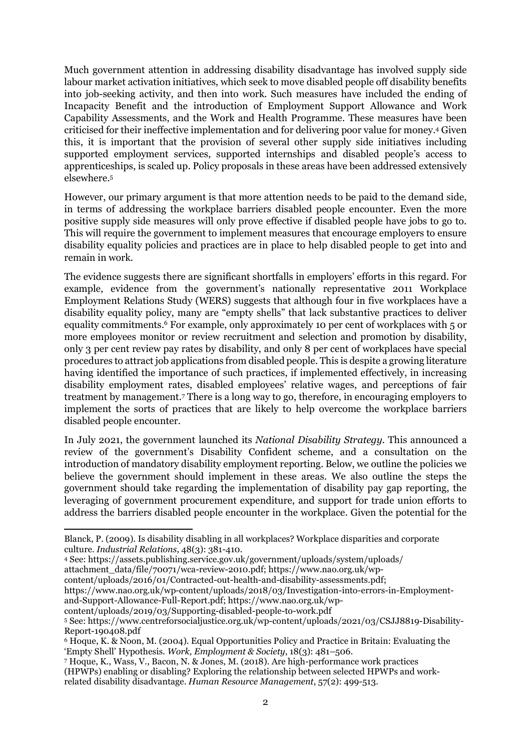Much government attention in addressing disability disadvantage has involved supply side labour market activation initiatives, which seek to move disabled people off disability benefits into job-seeking activity, and then into work. Such measures have included the ending of Incapacity Benefit and the introduction of Employment Support Allowance and Work Capability Assessments, and the Work and Health Programme. These measures have been criticised for their ineffective implementation and for delivering poor value for money.[4] Given this, it is important that the provision of several other supply side initiatives including supported employment services, supported internships and disabled people's access to apprenticeships, is scaled up. Policy proposals in these areas have been addressed extensively elsewhere.[5]

However, our primary argument is that more attention needs to be paid to the demand side, in terms of addressing the workplace barriers disabled people encounter. Even the more positive supply side measures will only prove effective if disabled people have jobs to go to. This will require the government to implement measures that encourage employers to ensure disability equality policies and practices are in place to help disabled people to get into and remain in work.

The evidence suggests there are significant shortfalls in employers' efforts in this regard. For example, evidence from the government's nationally representative 2011 Workplace Employment Relations Study (WERS) suggests that although four in five workplaces have a disability equality policy, many are "empty shells" that lack substantive practices to deliver equality commitments.[6] For example, only approximately 10 per cent of workplaces with 5 or more employees monitor or review recruitment and selection and promotion by disability, only 3 per cent review pay rates by disability, and only 8 per cent of workplaces have special procedures to attract job applications from disabled people. This is despite a growing literature having identified the importance of such practices, if implemented effectively, in increasing disability employment rates, disabled employees' relative wages, and perceptions of fair treatment by management.[7] There is a long way to go, therefore, in encouraging employers to implement the sorts of practices that are likely to help overcome the workplace barriers disabled people encounter.

In July 2021, the government launched its *National Disability Strategy*. This announced a review of the government's Disability Confident scheme, and a consultation on the introduction of mandatory disability employment reporting. Below, we outline the policies we believe the government should implement in these areas. We also outline the steps the government should take regarding the implementation of disability pay gap reporting, the leveraging of government procurement expenditure, and support for trade union efforts to address the barriers disabled people encounter in the workplace. Given the potential for the

---

Blanck, P. (2009). Is disability disabling in all workplaces? Workplace disparities and corporate culture. *Industrial Relations*, 48(3): 381-410.

[4] See: https://assets.publishing.service.gov.uk/government/uploads/system/uploads/attachment_data/file/70071/wca-review-2010.pdf; https://www.nao.org.uk/wp-content/uploads/2016/01/Contracted-out-health-and-disability-assessments.pdf; https://www.nao.org.uk/wp-content/uploads/2018/03/Investigation-into-errors-in-Employment-and-Support-Allowance-Full-Report.pdf; https://www.nao.org.uk/wp-content/uploads/2019/03/Supporting-disabled-people-to-work.pdf

[5] See: https://www.centreforsocialjustice.org.uk/wp-content/uploads/2021/03/CSJJ8819-Disability-Report-190408.pdf

[6] Hoque, K. & Noon, M. (2004). Equal Opportunities Policy and Practice in Britain: Evaluating the 'Empty Shell' Hypothesis. *Work, Employment & Society*, 18(3): 481–506.

[7] Hoque, K., Wass, V., Bacon, N. & Jones, M. (2018). Are high-performance work practices (HPWPs) enabling or disabling? Exploring the relationship between selected HPWPs and work-related disability disadvantage. *Human Resource Management*, 57(2): 499-513.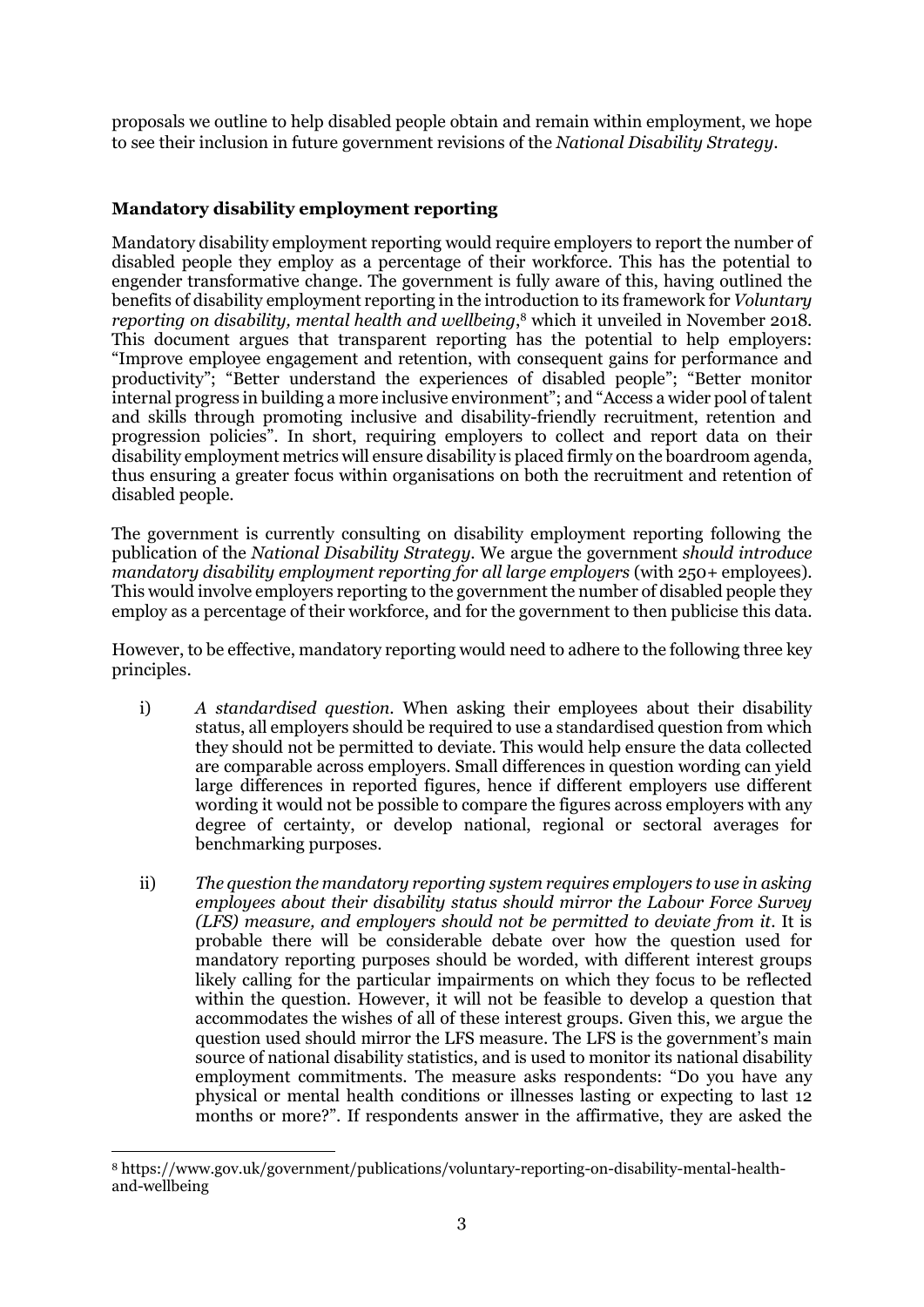proposals we outline to help disabled people obtain and remain within employment, we hope to see their inclusion in future government revisions of the *National Disability Strategy*.

## Mandatory disability employment reporting

Mandatory disability employment reporting would require employers to report the number of disabled people they employ as a percentage of their workforce. This has the potential to engender transformative change. The government is fully aware of this, having outlined the benefits of disability employment reporting in the introduction to its framework for *Voluntary reporting on disability, mental health and wellbeing*,[8] which it unveiled in November 2018. This document argues that transparent reporting has the potential to help employers: "Improve employee engagement and retention, with consequent gains for performance and productivity"; "Better understand the experiences of disabled people"; "Better monitor internal progress in building a more inclusive environment"; and "Access a wider pool of talent and skills through promoting inclusive and disability-friendly recruitment, retention and progression policies". In short, requiring employers to collect and report data on their disability employment metrics will ensure disability is placed firmly on the boardroom agenda, thus ensuring a greater focus within organisations on both the recruitment and retention of disabled people.

The government is currently consulting on disability employment reporting following the publication of the *National Disability Strategy*. We argue the government *should introduce mandatory disability employment reporting for all large employers* (with 250+ employees). This would involve employers reporting to the government the number of disabled people they employ as a percentage of their workforce, and for the government to then publicise this data.

However, to be effective, mandatory reporting would need to adhere to the following three key principles.

i) *A standardised question.* When asking their employees about their disability status, all employers should be required to use a standardised question from which they should not be permitted to deviate. This would help ensure the data collected are comparable across employers. Small differences in question wording can yield large differences in reported figures, hence if different employers use different wording it would not be possible to compare the figures across employers with any degree of certainty, or develop national, regional or sectoral averages for benchmarking purposes.

ii) *The question the mandatory reporting system requires employers to use in asking employees about their disability status should mirror the Labour Force Survey (LFS) measure, and employers should not be permitted to deviate from it.* It is probable there will be considerable debate over how the question used for mandatory reporting purposes should be worded, with different interest groups likely calling for the particular impairments on which they focus to be reflected within the question. However, it will not be feasible to develop a question that accommodates the wishes of all of these interest groups. Given this, we argue the question used should mirror the LFS measure. The LFS is the government's main source of national disability statistics, and is used to monitor its national disability employment commitments. The measure asks respondents: "Do you have any physical or mental health conditions or illnesses lasting or expecting to last 12 months or more?". If respondents answer in the affirmative, they are asked the

[8] https://www.gov.uk/government/publications/voluntary-reporting-on-disability-mental-health-and-wellbeing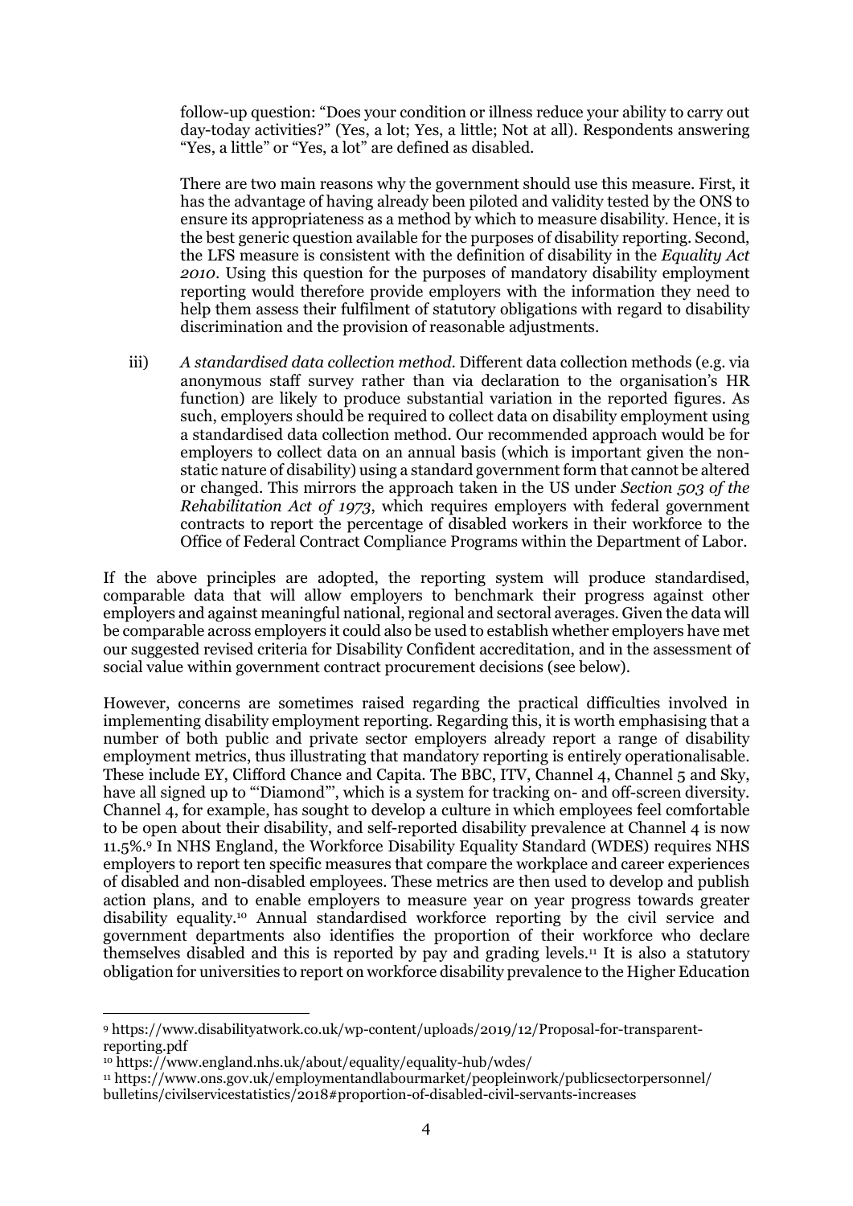follow-up question: "Does your condition or illness reduce your ability to carry out day-today activities?" (Yes, a lot; Yes, a little; Not at all). Respondents answering "Yes, a little" or "Yes, a lot" are defined as disabled.

There are two main reasons why the government should use this measure. First, it has the advantage of having already been piloted and validity tested by the ONS to ensure its appropriateness as a method by which to measure disability. Hence, it is the best generic question available for the purposes of disability reporting. Second, the LFS measure is consistent with the definition of disability in the *Equality Act 2010*. Using this question for the purposes of mandatory disability employment reporting would therefore provide employers with the information they need to help them assess their fulfilment of statutory obligations with regard to disability discrimination and the provision of reasonable adjustments.

iii) *A standardised data collection method*. Different data collection methods (e.g. via anonymous staff survey rather than via declaration to the organisation's HR function) are likely to produce substantial variation in the reported figures. As such, employers should be required to collect data on disability employment using a standardised data collection method. Our recommended approach would be for employers to collect data on an annual basis (which is important given the non-static nature of disability) using a standard government form that cannot be altered or changed. This mirrors the approach taken in the US under *Section 503 of the Rehabilitation Act of 1973*, which requires employers with federal government contracts to report the percentage of disabled workers in their workforce to the Office of Federal Contract Compliance Programs within the Department of Labor.

If the above principles are adopted, the reporting system will produce standardised, comparable data that will allow employers to benchmark their progress against other employers and against meaningful national, regional and sectoral averages. Given the data will be comparable across employers it could also be used to establish whether employers have met our suggested revised criteria for Disability Confident accreditation, and in the assessment of social value within government contract procurement decisions (see below).

However, concerns are sometimes raised regarding the practical difficulties involved in implementing disability employment reporting. Regarding this, it is worth emphasising that a number of both public and private sector employers already report a range of disability employment metrics, thus illustrating that mandatory reporting is entirely operationalisable. These include EY, Clifford Chance and Capita. The BBC, ITV, Channel 4, Channel 5 and Sky, have all signed up to "'Diamond'", which is a system for tracking on- and off-screen diversity. Channel 4, for example, has sought to develop a culture in which employees feel comfortable to be open about their disability, and self-reported disability prevalence at Channel 4 is now 11.5%.[9] In NHS England, the Workforce Disability Equality Standard (WDES) requires NHS employers to report ten specific measures that compare the workplace and career experiences of disabled and non-disabled employees. These metrics are then used to develop and publish action plans, and to enable employers to measure year on year progress towards greater disability equality.[10] Annual standardised workforce reporting by the civil service and government departments also identifies the proportion of their workforce who declare themselves disabled and this is reported by pay and grading levels.[11] It is also a statutory obligation for universities to report on workforce disability prevalence to the Higher Education

[9] https://www.disabilityatwork.co.uk/wp-content/uploads/2019/12/Proposal-for-transparent-reporting.pdf

[10] https://www.england.nhs.uk/about/equality/equality-hub/wdes/

[11] https://www.ons.gov.uk/employmentandlabourmarket/peopleinwork/publicsectorpersonnel/bulletins/civilservicestatistics/2018#proportion-of-disabled-civil-servants-increases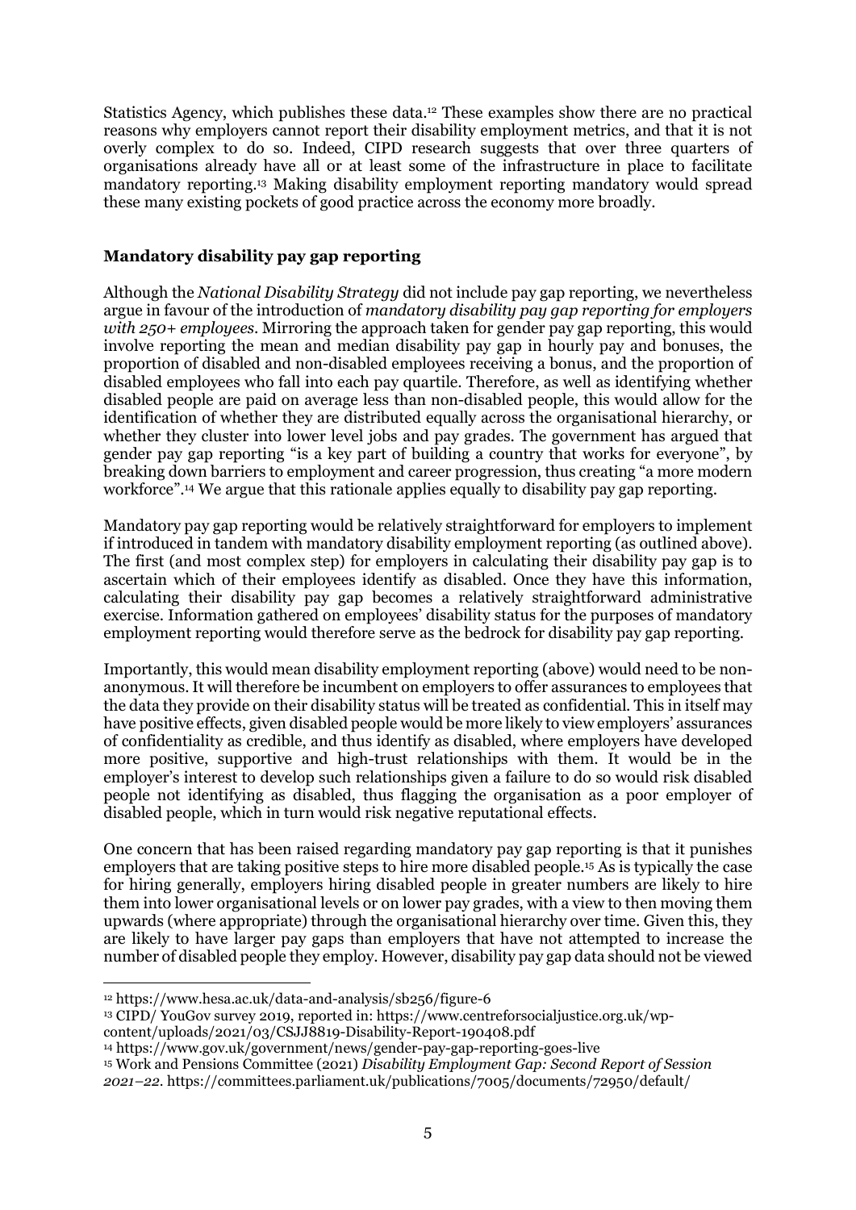Statistics Agency, which publishes these data.[12] These examples show there are no practical reasons why employers cannot report their disability employment metrics, and that it is not overly complex to do so. Indeed, CIPD research suggests that over three quarters of organisations already have all or at least some of the infrastructure in place to facilitate mandatory reporting.[13] Making disability employment reporting mandatory would spread these many existing pockets of good practice across the economy more broadly.

**Mandatory disability pay gap reporting**

Although the *National Disability Strategy* did not include pay gap reporting, we nevertheless argue in favour of the introduction of *mandatory disability pay gap reporting for employers with 250+ employees*. Mirroring the approach taken for gender pay gap reporting, this would involve reporting the mean and median disability pay gap in hourly pay and bonuses, the proportion of disabled and non-disabled employees receiving a bonus, and the proportion of disabled employees who fall into each pay quartile. Therefore, as well as identifying whether disabled people are paid on average less than non-disabled people, this would allow for the identification of whether they are distributed equally across the organisational hierarchy, or whether they cluster into lower level jobs and pay grades. The government has argued that gender pay gap reporting "is a key part of building a country that works for everyone", by breaking down barriers to employment and career progression, thus creating "a more modern workforce".[14] We argue that this rationale applies equally to disability pay gap reporting.

Mandatory pay gap reporting would be relatively straightforward for employers to implement if introduced in tandem with mandatory disability employment reporting (as outlined above). The first (and most complex step) for employers in calculating their disability pay gap is to ascertain which of their employees identify as disabled. Once they have this information, calculating their disability pay gap becomes a relatively straightforward administrative exercise. Information gathered on employees' disability status for the purposes of mandatory employment reporting would therefore serve as the bedrock for disability pay gap reporting.

Importantly, this would mean disability employment reporting (above) would need to be non-anonymous. It will therefore be incumbent on employers to offer assurances to employees that the data they provide on their disability status will be treated as confidential. This in itself may have positive effects, given disabled people would be more likely to view employers' assurances of confidentiality as credible, and thus identify as disabled, where employers have developed more positive, supportive and high-trust relationships with them. It would be in the employer's interest to develop such relationships given a failure to do so would risk disabled people not identifying as disabled, thus flagging the organisation as a poor employer of disabled people, which in turn would risk negative reputational effects.

One concern that has been raised regarding mandatory pay gap reporting is that it punishes employers that are taking positive steps to hire more disabled people.[15] As is typically the case for hiring generally, employers hiring disabled people in greater numbers are likely to hire them into lower organisational levels or on lower pay grades, with a view to then moving them upwards (where appropriate) through the organisational hierarchy over time. Given this, they are likely to have larger pay gaps than employers that have not attempted to increase the number of disabled people they employ. However, disability pay gap data should not be viewed

---

[12] https://www.hesa.ac.uk/data-and-analysis/sb256/figure-6

[13] CIPD/ YouGov survey 2019, reported in: https://www.centreforsocialjustice.org.uk/wp-content/uploads/2021/03/CSJJ8819-Disability-Report-190408.pdf

[14] https://www.gov.uk/government/news/gender-pay-gap-reporting-goes-live

[15] Work and Pensions Committee (2021) *Disability Employment Gap: Second Report of Session 2021–22*. https://committees.parliament.uk/publications/7005/documents/72950/default/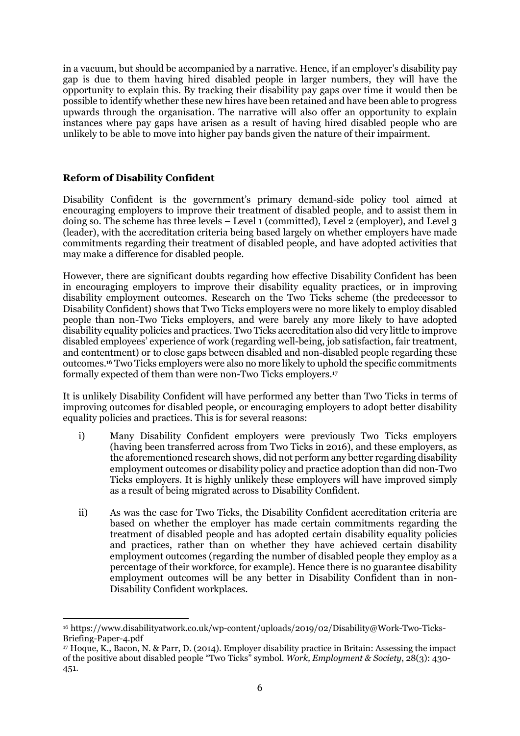in a vacuum, but should be accompanied by a narrative. Hence, if an employer's disability pay gap is due to them having hired disabled people in larger numbers, they will have the opportunity to explain this. By tracking their disability pay gaps over time it would then be possible to identify whether these new hires have been retained and have been able to progress upwards through the organisation. The narrative will also offer an opportunity to explain instances where pay gaps have arisen as a result of having hired disabled people who are unlikely to be able to move into higher pay bands given the nature of their impairment.

**Reform of Disability Confident**

Disability Confident is the government's primary demand-side policy tool aimed at encouraging employers to improve their treatment of disabled people, and to assist them in doing so. The scheme has three levels – Level 1 (committed), Level 2 (employer), and Level 3 (leader), with the accreditation criteria being based largely on whether employers have made commitments regarding their treatment of disabled people, and have adopted activities that may make a difference for disabled people.

However, there are significant doubts regarding how effective Disability Confident has been in encouraging employers to improve their disability equality practices, or in improving disability employment outcomes. Research on the Two Ticks scheme (the predecessor to Disability Confident) shows that Two Ticks employers were no more likely to employ disabled people than non-Two Ticks employers, and were barely any more likely to have adopted disability equality policies and practices. Two Ticks accreditation also did very little to improve disabled employees' experience of work (regarding well-being, job satisfaction, fair treatment, and contentment) or to close gaps between disabled and non-disabled people regarding these outcomes.[16] Two Ticks employers were also no more likely to uphold the specific commitments formally expected of them than were non-Two Ticks employers.[17]

It is unlikely Disability Confident will have performed any better than Two Ticks in terms of improving outcomes for disabled people, or encouraging employers to adopt better disability equality policies and practices. This is for several reasons:

i) Many Disability Confident employers were previously Two Ticks employers (having been transferred across from Two Ticks in 2016), and these employers, as the aforementioned research shows, did not perform any better regarding disability employment outcomes or disability policy and practice adoption than did non-Two Ticks employers. It is highly unlikely these employers will have improved simply as a result of being migrated across to Disability Confident.

ii) As was the case for Two Ticks, the Disability Confident accreditation criteria are based on whether the employer has made certain commitments regarding the treatment of disabled people and has adopted certain disability equality policies and practices, rather than on whether they have achieved certain disability employment outcomes (regarding the number of disabled people they employ as a percentage of their workforce, for example). Hence there is no guarantee disability employment outcomes will be any better in Disability Confident than in non-Disability Confident workplaces.

---

[16] https://www.disabilityatwork.co.uk/wp-content/uploads/2019/02/Disability@Work-Two-Ticks-Briefing-Paper-4.pdf

[17] Hoque, K., Bacon, N. & Parr, D. (2014). Employer disability practice in Britain: Assessing the impact of the positive about disabled people "Two Ticks" symbol. *Work, Employment & Society*, 28(3): 430-451.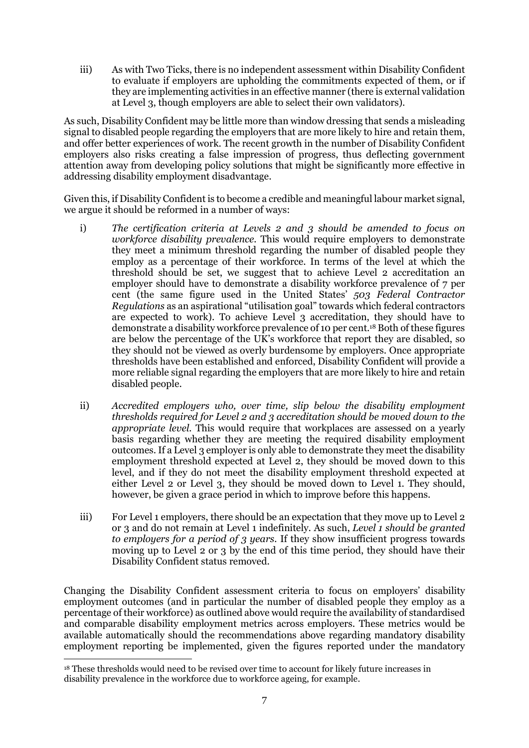iii) As with Two Ticks, there is no independent assessment within Disability Confident to evaluate if employers are upholding the commitments expected of them, or if they are implementing activities in an effective manner (there is external validation at Level 3, though employers are able to select their own validators).

As such, Disability Confident may be little more than window dressing that sends a misleading signal to disabled people regarding the employers that are more likely to hire and retain them, and offer better experiences of work. The recent growth in the number of Disability Confident employers also risks creating a false impression of progress, thus deflecting government attention away from developing policy solutions that might be significantly more effective in addressing disability employment disadvantage.

Given this, if Disability Confident is to become a credible and meaningful labour market signal, we argue it should be reformed in a number of ways:

i) *The certification criteria at Levels 2 and 3 should be amended to focus on workforce disability prevalence.* This would require employers to demonstrate they meet a minimum threshold regarding the number of disabled people they employ as a percentage of their workforce. In terms of the level at which the threshold should be set, we suggest that to achieve Level 2 accreditation an employer should have to demonstrate a disability workforce prevalence of 7 per cent (the same figure used in the United States' *503 Federal Contractor Regulations* as an aspirational "utilisation goal" towards which federal contractors are expected to work). To achieve Level 3 accreditation, they should have to demonstrate a disability workforce prevalence of 10 per cent.[18] Both of these figures are below the percentage of the UK's workforce that report they are disabled, so they should not be viewed as overly burdensome by employers. Once appropriate thresholds have been established and enforced, Disability Confident will provide a more reliable signal regarding the employers that are more likely to hire and retain disabled people.

ii) *Accredited employers who, over time, slip below the disability employment thresholds required for Level 2 and 3 accreditation should be moved down to the appropriate level.* This would require that workplaces are assessed on a yearly basis regarding whether they are meeting the required disability employment outcomes. If a Level 3 employer is only able to demonstrate they meet the disability employment threshold expected at Level 2, they should be moved down to this level, and if they do not meet the disability employment threshold expected at either Level 2 or Level 3, they should be moved down to Level 1. They should, however, be given a grace period in which to improve before this happens.

iii) For Level 1 employers, there should be an expectation that they move up to Level 2 or 3 and do not remain at Level 1 indefinitely. As such, *Level 1 should be granted to employers for a period of 3 years*. If they show insufficient progress towards moving up to Level 2 or 3 by the end of this time period, they should have their Disability Confident status removed.

Changing the Disability Confident assessment criteria to focus on employers' disability employment outcomes (and in particular the number of disabled people they employ as a percentage of their workforce) as outlined above would require the availability of standardised and comparable disability employment metrics across employers. These metrics would be available automatically should the recommendations above regarding mandatory disability employment reporting be implemented, given the figures reported under the mandatory

[18] These thresholds would need to be revised over time to account for likely future increases in disability prevalence in the workforce due to workforce ageing, for example.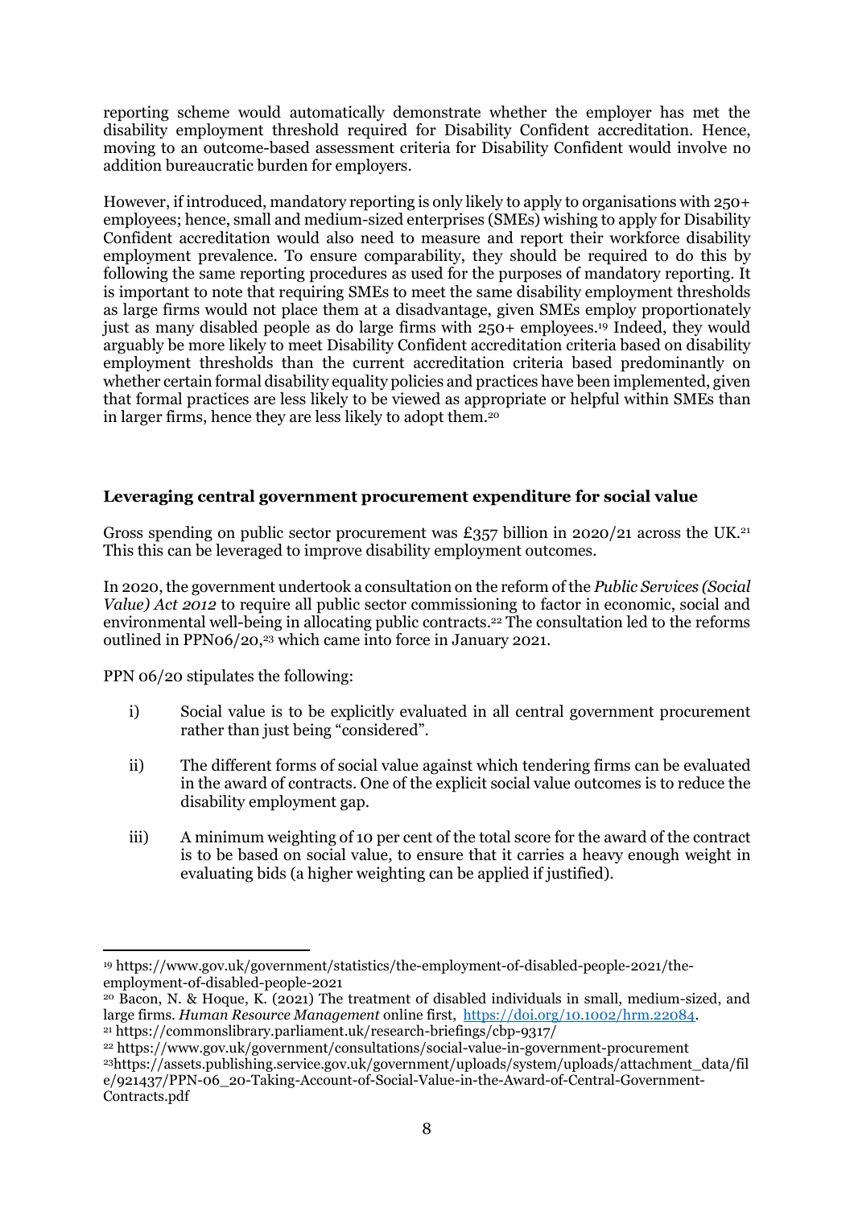reporting scheme would automatically demonstrate whether the employer has met the disability employment threshold required for Disability Confident accreditation. Hence, moving to an outcome-based assessment criteria for Disability Confident would involve no addition bureaucratic burden for employers.

However, if introduced, mandatory reporting is only likely to apply to organisations with 250+ employees; hence, small and medium-sized enterprises (SMEs) wishing to apply for Disability Confident accreditation would also need to measure and report their workforce disability employment prevalence. To ensure comparability, they should be required to do this by following the same reporting procedures as used for the purposes of mandatory reporting. It is important to note that requiring SMEs to meet the same disability employment thresholds as large firms would not place them at a disadvantage, given SMEs employ proportionately just as many disabled people as do large firms with 250+ employees.[19] Indeed, they would arguably be more likely to meet Disability Confident accreditation criteria based on disability employment thresholds than the current accreditation criteria based predominantly on whether certain formal disability equality policies and practices have been implemented, given that formal practices are less likely to be viewed as appropriate or helpful within SMEs than in larger firms, hence they are less likely to adopt them.[20]

## Leveraging central government procurement expenditure for social value

Gross spending on public sector procurement was £357 billion in 2020/21 across the UK.[21] This this can be leveraged to improve disability employment outcomes.

In 2020, the government undertook a consultation on the reform of the *Public Services (Social Value) Act 2012* to require all public sector commissioning to factor in economic, social and environmental well-being in allocating public contracts.[22] The consultation led to the reforms outlined in PPN06/20,[23] which came into force in January 2021.

PPN 06/20 stipulates the following:

i) Social value is to be explicitly evaluated in all central government procurement rather than just being "considered".

ii) The different forms of social value against which tendering firms can be evaluated in the award of contracts. One of the explicit social value outcomes is to reduce the disability employment gap.

iii) A minimum weighting of 10 per cent of the total score for the award of the contract is to be based on social value, to ensure that it carries a heavy enough weight in evaluating bids (a higher weighting can be applied if justified).

---

[19] https://www.gov.uk/government/statistics/the-employment-of-disabled-people-2021/the-employment-of-disabled-people-2021

[20] Bacon, N. & Hoque, K. (2021) The treatment of disabled individuals in small, medium-sized, and large firms. *Human Resource Management* online first, https://doi.org/10.1002/hrm.22084.

[21] https://commonslibrary.parliament.uk/research-briefings/cbp-9317/

[22] https://www.gov.uk/government/consultations/social-value-in-government-procurement

[23] https://assets.publishing.service.gov.uk/government/uploads/system/uploads/attachment_data/file/921437/PPN-06_20-Taking-Account-of-Social-Value-in-the-Award-of-Central-Government-Contracts.pdf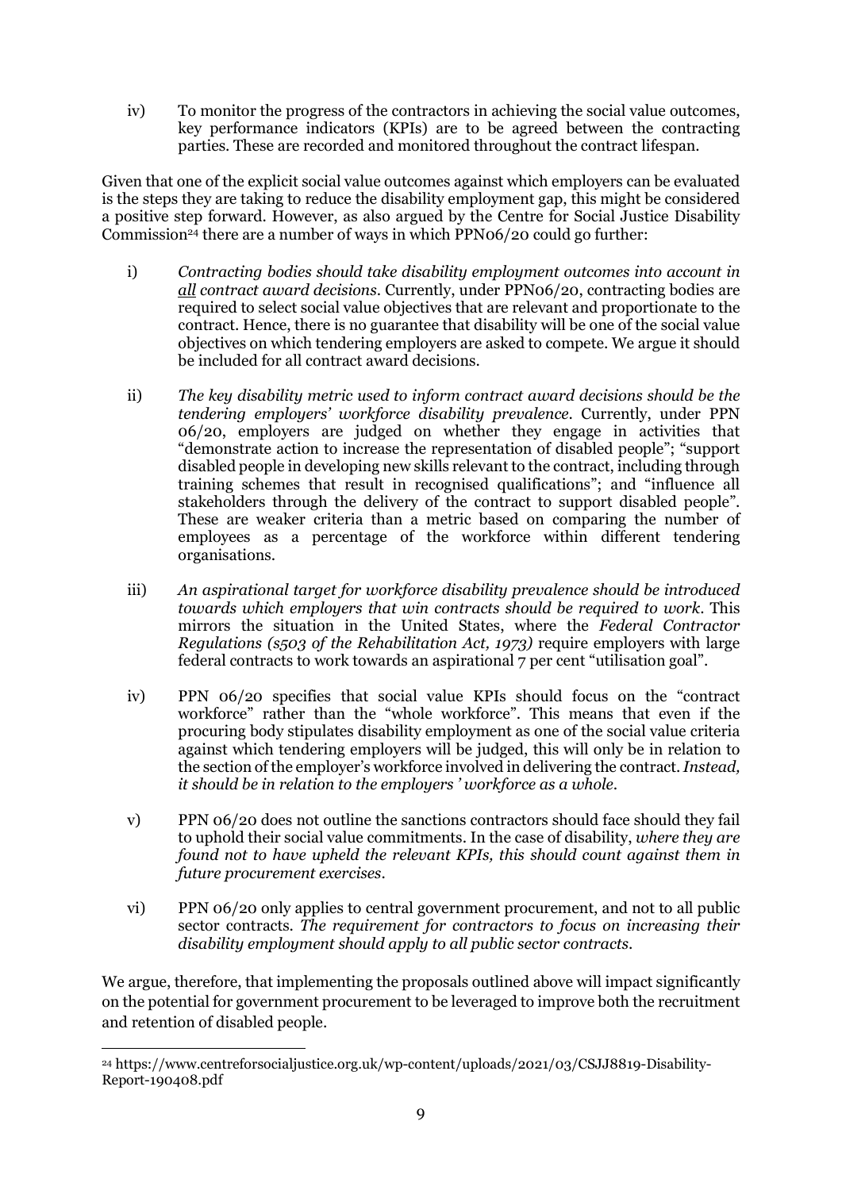iv) To monitor the progress of the contractors in achieving the social value outcomes, key performance indicators (KPIs) are to be agreed between the contracting parties. These are recorded and monitored throughout the contract lifespan.

Given that one of the explicit social value outcomes against which employers can be evaluated is the steps they are taking to reduce the disability employment gap, this might be considered a positive step forward. However, as also argued by the Centre for Social Justice Disability Commission[24] there are a number of ways in which PPN06/20 could go further:

i) *Contracting bodies should take disability employment outcomes into account in* ***all*** *contract award decisions.* Currently, under PPN06/20, contracting bodies are required to select social value objectives that are relevant and proportionate to the contract. Hence, there is no guarantee that disability will be one of the social value objectives on which tendering employers are asked to compete. We argue it should be included for all contract award decisions.

ii) *The key disability metric used to inform contract award decisions should be the tendering employers' workforce disability prevalence.* Currently, under PPN 06/20, employers are judged on whether they engage in activities that "demonstrate action to increase the representation of disabled people"; "support disabled people in developing new skills relevant to the contract, including through training schemes that result in recognised qualifications"; and "influence all stakeholders through the delivery of the contract to support disabled people". These are weaker criteria than a metric based on comparing the number of employees as a percentage of the workforce within different tendering organisations.

iii) *An aspirational target for workforce disability prevalence should be introduced towards which employers that win contracts should be required to work.* This mirrors the situation in the United States, where the *Federal Contractor Regulations (s503 of the Rehabilitation Act, 1973)* require employers with large federal contracts to work towards an aspirational 7 per cent "utilisation goal".

iv) PPN 06/20 specifies that social value KPIs should focus on the "contract workforce" rather than the "whole workforce". This means that even if the procuring body stipulates disability employment as one of the social value criteria against which tendering employers will be judged, this will only be in relation to the section of the employer's workforce involved in delivering the contract. *Instead, it should be in relation to the employers' workforce as a whole.*

v) PPN 06/20 does not outline the sanctions contractors should face should they fail to uphold their social value commitments. In the case of disability, *where they are found not to have upheld the relevant KPIs, this should count against them in future procurement exercises.*

vi) PPN 06/20 only applies to central government procurement, and not to all public sector contracts. *The requirement for contractors to focus on increasing their disability employment should apply to all public sector contracts.*

We argue, therefore, that implementing the proposals outlined above will impact significantly on the potential for government procurement to be leveraged to improve both the recruitment and retention of disabled people.

---

[24] https://www.centreforsocialjustice.org.uk/wp-content/uploads/2021/03/CSJJ8819-Disability-Report-190408.pdf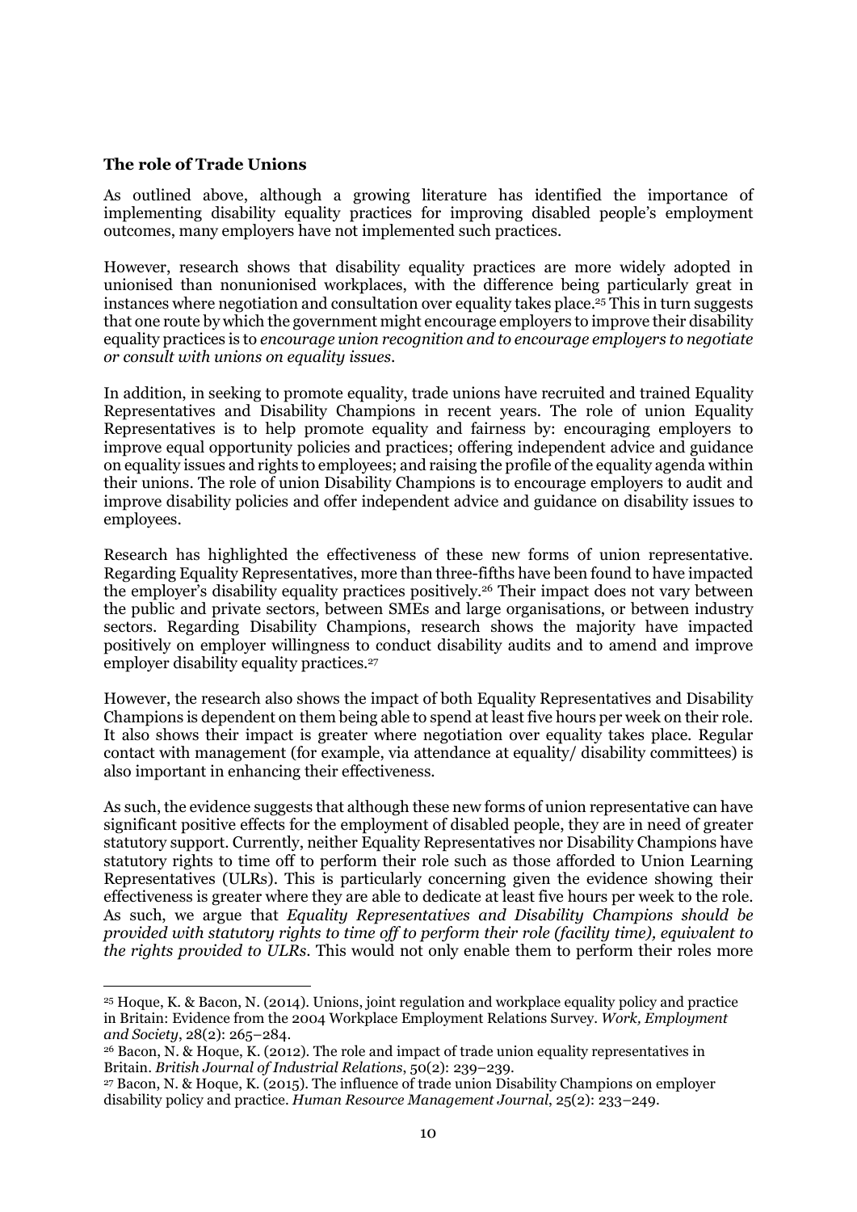**The role of Trade Unions**

As outlined above, although a growing literature has identified the importance of implementing disability equality practices for improving disabled people's employment outcomes, many employers have not implemented such practices.

However, research shows that disability equality practices are more widely adopted in unionised than nonunionised workplaces, with the difference being particularly great in instances where negotiation and consultation over equality takes place.[25] This in turn suggests that one route by which the government might encourage employers to improve their disability equality practices is to *encourage union recognition and to encourage employers to negotiate or consult with unions on equality issues*.

In addition, in seeking to promote equality, trade unions have recruited and trained Equality Representatives and Disability Champions in recent years. The role of union Equality Representatives is to help promote equality and fairness by: encouraging employers to improve equal opportunity policies and practices; offering independent advice and guidance on equality issues and rights to employees; and raising the profile of the equality agenda within their unions. The role of union Disability Champions is to encourage employers to audit and improve disability policies and offer independent advice and guidance on disability issues to employees.

Research has highlighted the effectiveness of these new forms of union representative. Regarding Equality Representatives, more than three-fifths have been found to have impacted the employer's disability equality practices positively.[26] Their impact does not vary between the public and private sectors, between SMEs and large organisations, or between industry sectors. Regarding Disability Champions, research shows the majority have impacted positively on employer willingness to conduct disability audits and to amend and improve employer disability equality practices.[27]

However, the research also shows the impact of both Equality Representatives and Disability Champions is dependent on them being able to spend at least five hours per week on their role. It also shows their impact is greater where negotiation over equality takes place. Regular contact with management (for example, via attendance at equality/ disability committees) is also important in enhancing their effectiveness.

As such, the evidence suggests that although these new forms of union representative can have significant positive effects for the employment of disabled people, they are in need of greater statutory support. Currently, neither Equality Representatives nor Disability Champions have statutory rights to time off to perform their role such as those afforded to Union Learning Representatives (ULRs). This is particularly concerning given the evidence showing their effectiveness is greater where they are able to dedicate at least five hours per week to the role. As such, we argue that *Equality Representatives and Disability Champions should be provided with statutory rights to time off to perform their role (facility time), equivalent to the rights provided to ULRs*. This would not only enable them to perform their roles more

[25] Hoque, K. & Bacon, N. (2014). Unions, joint regulation and workplace equality policy and practice in Britain: Evidence from the 2004 Workplace Employment Relations Survey. *Work, Employment and Society*, 28(2): 265–284.

[26] Bacon, N. & Hoque, K. (2012). The role and impact of trade union equality representatives in Britain. *British Journal of Industrial Relations*, 50(2): 239–239.

[27] Bacon, N. & Hoque, K. (2015). The influence of trade union Disability Champions on employer disability policy and practice. *Human Resource Management Journal*, 25(2): 233–249.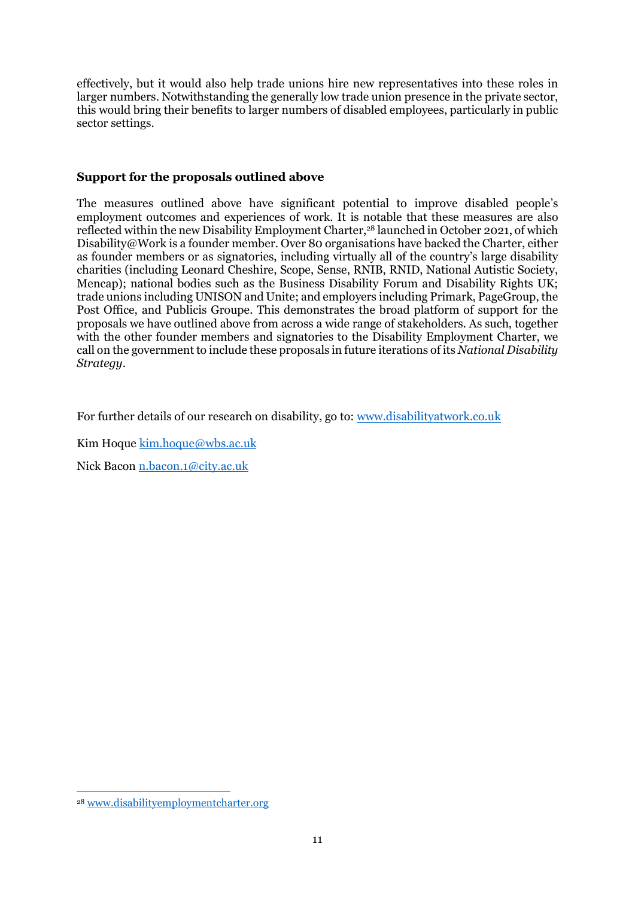effectively, but it would also help trade unions hire new representatives into these roles in larger numbers. Notwithstanding the generally low trade union presence in the private sector, this would bring their benefits to larger numbers of disabled employees, particularly in public sector settings.

## Support for the proposals outlined above

The measures outlined above have significant potential to improve disabled people's employment outcomes and experiences of work. It is notable that these measures are also reflected within the new Disability Employment Charter,[28] launched in October 2021, of which Disability@Work is a founder member. Over 80 organisations have backed the Charter, either as founder members or as signatories, including virtually all of the country's large disability charities (including Leonard Cheshire, Scope, Sense, RNIB, RNID, National Autistic Society, Mencap); national bodies such as the Business Disability Forum and Disability Rights UK; trade unions including UNISON and Unite; and employers including Primark, PageGroup, the Post Office, and Publicis Groupe. This demonstrates the broad platform of support for the proposals we have outlined above from across a wide range of stakeholders. As such, together with the other founder members and signatories to the Disability Employment Charter, we call on the government to include these proposals in future iterations of its *National Disability Strategy*.

For further details of our research on disability, go to: [www.disabilityatwork.co.uk](http://www.disabilityatwork.co.uk)

Kim Hoque [kim.hoque@wbs.ac.uk](mailto:kim.hoque@wbs.ac.uk)

Nick Bacon [n.bacon.1@city.ac.uk](mailto:n.bacon.1@city.ac.uk)

---

[28] [www.disabilityemploymentcharter.org](http://www.disabilityemploymentcharter.org)